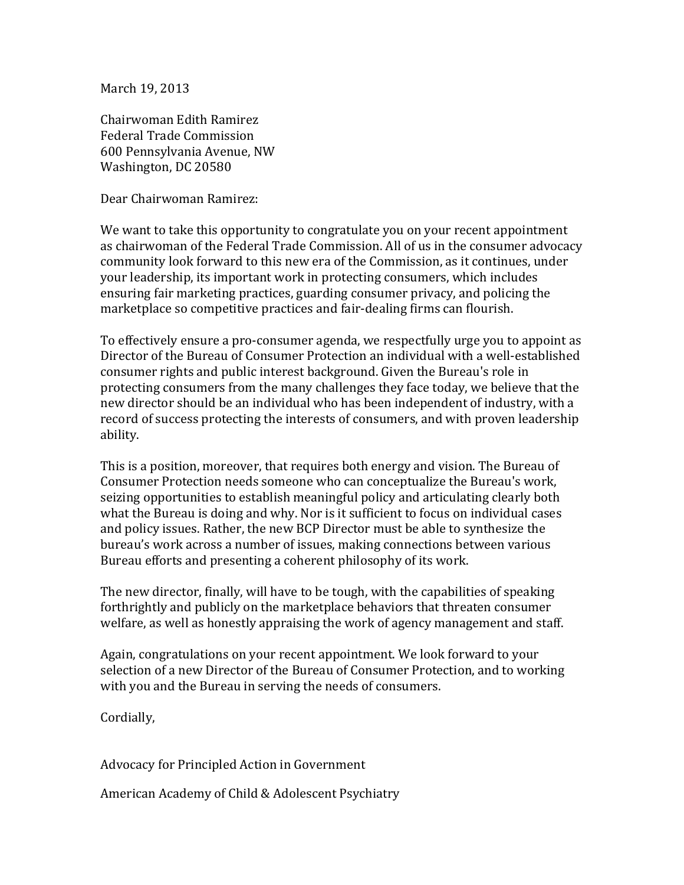March 19, 2013

Chairwoman Edith Ramirez
Federal Trade Commission
600 Pennsylvania Avenue, NW
Washington, DC 20580

Dear Chairwoman Ramirez:

We want to take this opportunity to congratulate you on your recent appointment as chairwoman of the Federal Trade Commission. All of us in the consumer advocacy community look forward to this new era of the Commission, as it continues, under your leadership, its important work in protecting consumers, which includes ensuring fair marketing practices, guarding consumer privacy, and policing the marketplace so competitive practices and fair-dealing firms can flourish.

To effectively ensure a pro-consumer agenda, we respectfully urge you to appoint as Director of the Bureau of Consumer Protection an individual with a well-established consumer rights and public interest background. Given the Bureau's role in protecting consumers from the many challenges they face today, we believe that the new director should be an individual who has been independent of industry, with a record of success protecting the interests of consumers, and with proven leadership ability.

This is a position, moreover, that requires both energy and vision. The Bureau of Consumer Protection needs someone who can conceptualize the Bureau's work, seizing opportunities to establish meaningful policy and articulating clearly both what the Bureau is doing and why. Nor is it sufficient to focus on individual cases and policy issues. Rather, the new BCP Director must be able to synthesize the bureau's work across a number of issues, making connections between various Bureau efforts and presenting a coherent philosophy of its work.

The new director, finally, will have to be tough, with the capabilities of speaking forthrightly and publicly on the marketplace behaviors that threaten consumer welfare, as well as honestly appraising the work of agency management and staff.

Again, congratulations on your recent appointment. We look forward to your selection of a new Director of the Bureau of Consumer Protection, and to working with you and the Bureau in serving the needs of consumers.

Cordially,

Advocacy for Principled Action in Government

American Academy of Child & Adolescent Psychiatry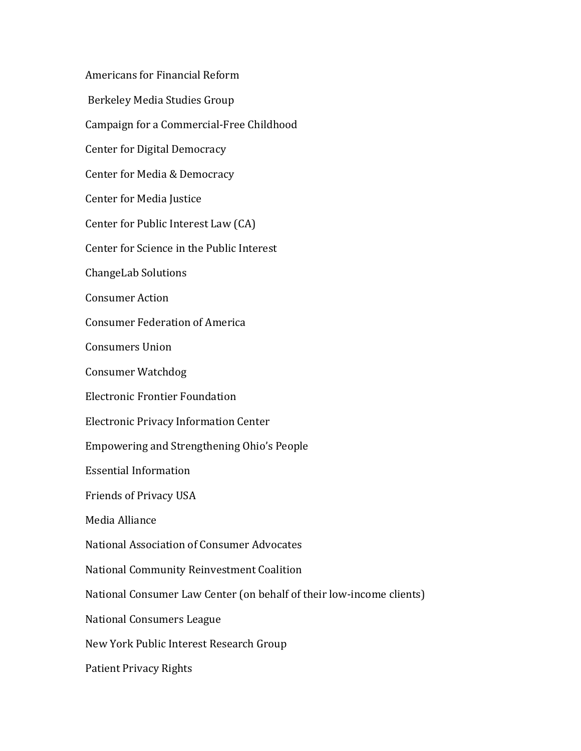Americans for Financial Reform

Berkeley Media Studies Group

Campaign for a Commercial-Free Childhood

Center for Digital Democracy

Center for Media & Democracy

Center for Media Justice

Center for Public Interest Law (CA)

Center for Science in the Public Interest

ChangeLab Solutions

Consumer Action

Consumer Federation of America

Consumers Union

Consumer Watchdog

Electronic Frontier Foundation

Electronic Privacy Information Center

Empowering and Strengthening Ohio's People

Essential Information

Friends of Privacy USA

Media Alliance

National Association of Consumer Advocates

National Community Reinvestment Coalition

National Consumer Law Center (on behalf of their low-income clients)

National Consumers League

New York Public Interest Research Group

Patient Privacy Rights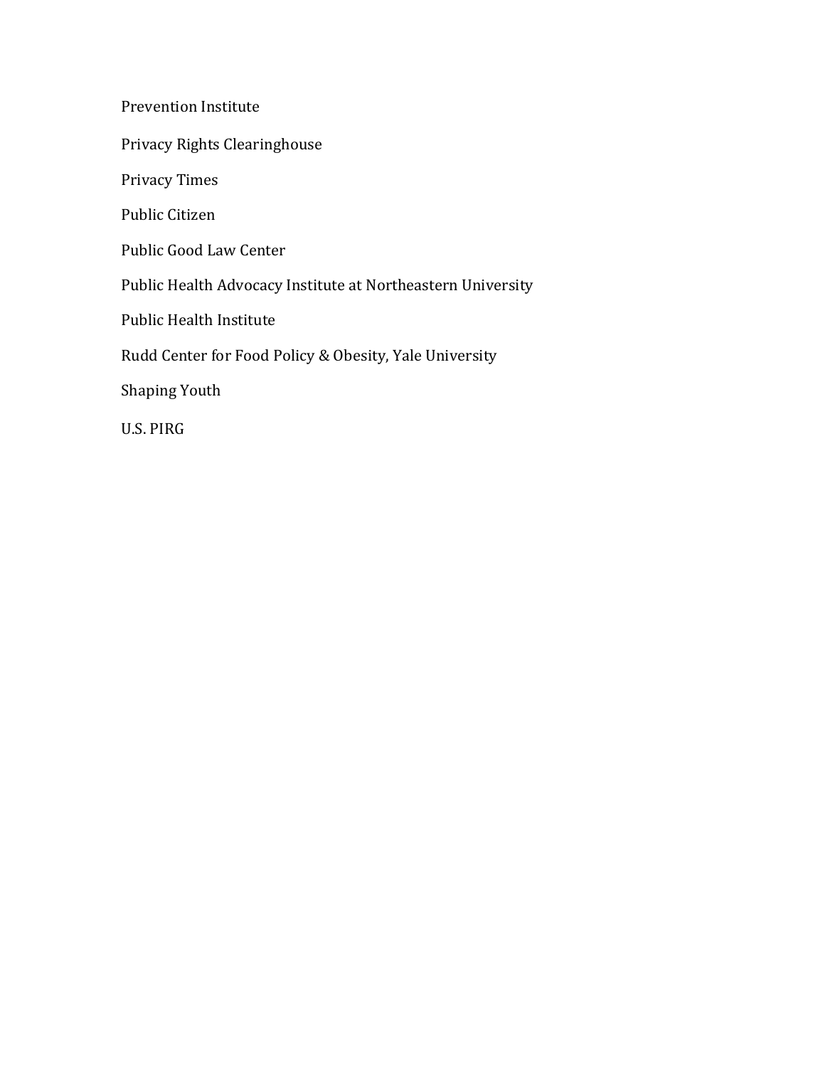Prevention Institute

Privacy Rights Clearinghouse

Privacy Times

Public Citizen

Public Good Law Center

Public Health Advocacy Institute at Northeastern University

Public Health Institute

Rudd Center for Food Policy & Obesity, Yale University

Shaping Youth

U.S. PIRG